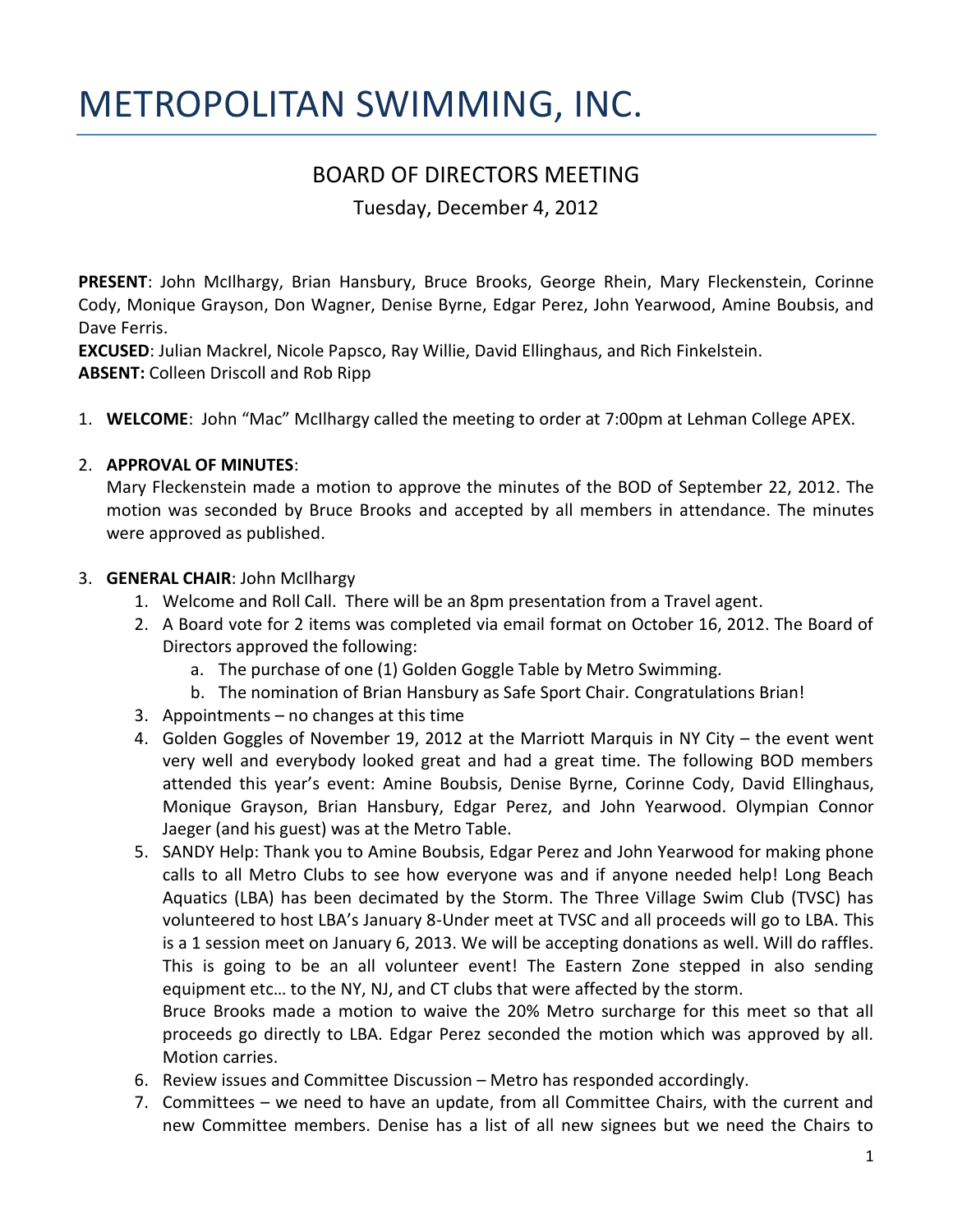# METROPOLITAN SWIMMING, INC.

## BOARD OF DIRECTORS MEETING

Tuesday, December 4, 2012

**PRESENT**: John McIlhargy, Brian Hansbury, Bruce Brooks, George Rhein, Mary Fleckenstein, Corinne Cody, Monique Grayson, Don Wagner, Denise Byrne, Edgar Perez, John Yearwood, Amine Boubsis, and Dave Ferris.
**EXCUSED**: Julian Mackrel, Nicole Papsco, Ray Willie, David Ellinghaus, and Rich Finkelstein.
**ABSENT:** Colleen Driscoll and Rob Ripp

1. **WELCOME**: John "Mac" McIlhargy called the meeting to order at 7:00pm at Lehman College APEX.

2. **APPROVAL OF MINUTES**:
   Mary Fleckenstein made a motion to approve the minutes of the BOD of September 22, 2012. The motion was seconded by Bruce Brooks and accepted by all members in attendance. The minutes were approved as published.

3. **GENERAL CHAIR**: John McIlhargy
   1. Welcome and Roll Call. There will be an 8pm presentation from a Travel agent.
   2. A Board vote for 2 items was completed via email format on October 16, 2012. The Board of Directors approved the following:
      a. The purchase of one (1) Golden Goggle Table by Metro Swimming.
      b. The nomination of Brian Hansbury as Safe Sport Chair. Congratulations Brian!
   3. Appointments – no changes at this time
   4. Golden Goggles of November 19, 2012 at the Marriott Marquis in NY City – the event went very well and everybody looked great and had a great time. The following BOD members attended this year's event: Amine Boubsis, Denise Byrne, Corinne Cody, David Ellinghaus, Monique Grayson, Brian Hansbury, Edgar Perez, and John Yearwood. Olympian Connor Jaeger (and his guest) was at the Metro Table.
   5. SANDY Help: Thank you to Amine Boubsis, Edgar Perez and John Yearwood for making phone calls to all Metro Clubs to see how everyone was and if anyone needed help! Long Beach Aquatics (LBA) has been decimated by the Storm. The Three Village Swim Club (TVSC) has volunteered to host LBA's January 8-Under meet at TVSC and all proceeds will go to LBA. This is a 1 session meet on January 6, 2013. We will be accepting donations as well. Will do raffles. This is going to be an all volunteer event! The Eastern Zone stepped in also sending equipment etc… to the NY, NJ, and CT clubs that were affected by the storm.
      Bruce Brooks made a motion to waive the 20% Metro surcharge for this meet so that all proceeds go directly to LBA. Edgar Perez seconded the motion which was approved by all. Motion carries.
   6. Review issues and Committee Discussion – Metro has responded accordingly.
   7. Committees – we need to have an update, from all Committee Chairs, with the current and new Committee members. Denise has a list of all new signees but we need the Chairs to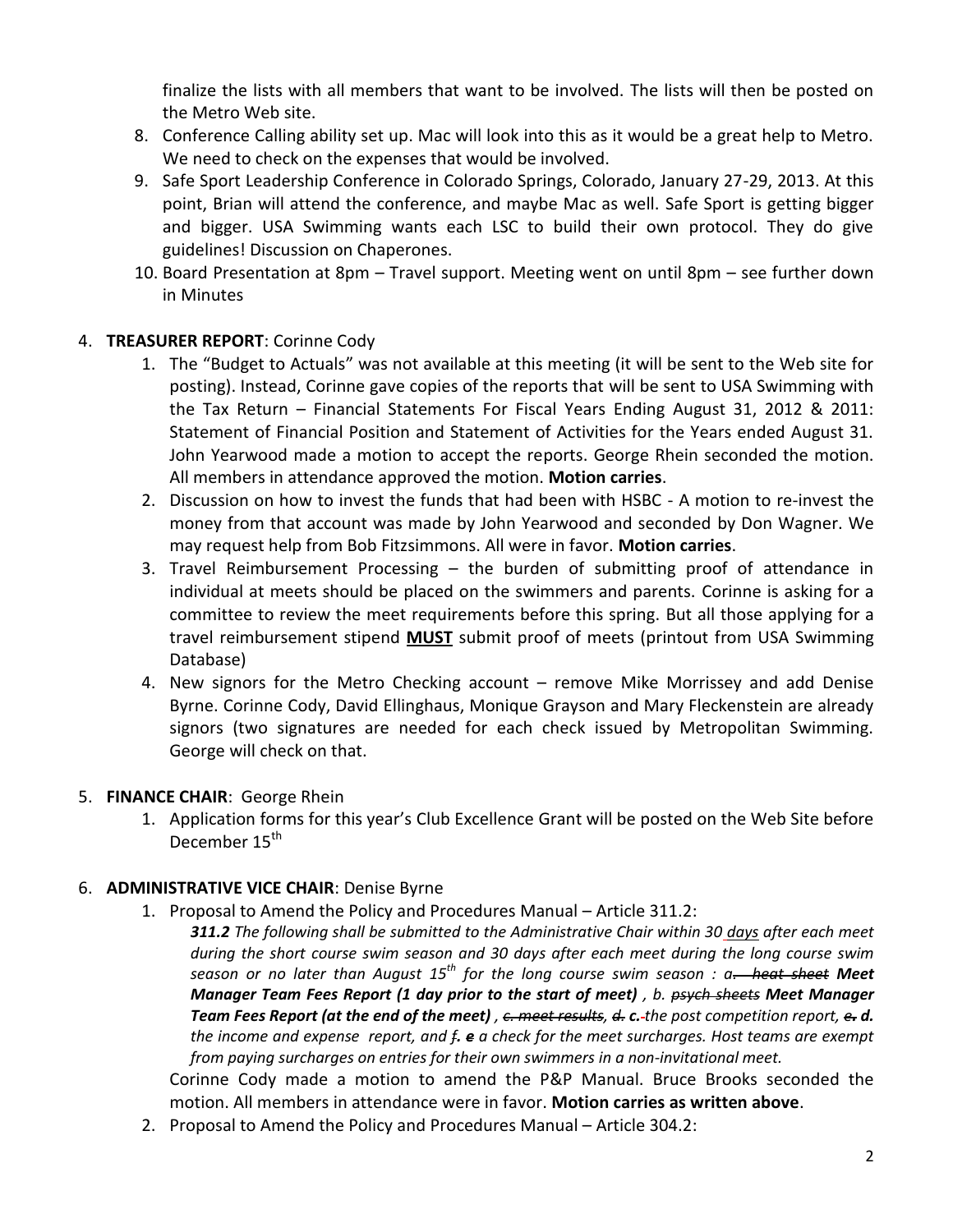finalize the lists with all members that want to be involved. The lists will then be posted on the Metro Web site.

8. Conference Calling ability set up. Mac will look into this as it would be a great help to Metro. We need to check on the expenses that would be involved.
9. Safe Sport Leadership Conference in Colorado Springs, Colorado, January 27-29, 2013. At this point, Brian will attend the conference, and maybe Mac as well. Safe Sport is getting bigger and bigger. USA Swimming wants each LSC to build their own protocol. They do give guidelines! Discussion on Chaperones.
10. Board Presentation at 8pm – Travel support. Meeting went on until 8pm – see further down in Minutes

4. **TREASURER REPORT**: Corinne Cody
   1. The "Budget to Actuals" was not available at this meeting (it will be sent to the Web site for posting). Instead, Corinne gave copies of the reports that will be sent to USA Swimming with the Tax Return – Financial Statements For Fiscal Years Ending August 31, 2012 & 2011: Statement of Financial Position and Statement of Activities for the Years ended August 31. John Yearwood made a motion to accept the reports. George Rhein seconded the motion. All members in attendance approved the motion. **Motion carries**.
   2. Discussion on how to invest the funds that had been with HSBC - A motion to re-invest the money from that account was made by John Yearwood and seconded by Don Wagner. We may request help from Bob Fitzsimmons. All were in favor. **Motion carries**.
   3. Travel Reimbursement Processing – the burden of submitting proof of attendance in individual at meets should be placed on the swimmers and parents. Corinne is asking for a committee to review the meet requirements before this spring. But all those applying for a travel reimbursement stipend **<u>MUST</u>** submit proof of meets (printout from USA Swimming Database)
   4. New signors for the Metro Checking account – remove Mike Morrissey and add Denise Byrne. Corinne Cody, David Ellinghaus, Monique Grayson and Mary Fleckenstein are already signors (two signatures are needed for each check issued by Metropolitan Swimming. George will check on that.

5. **FINANCE CHAIR**: George Rhein
   1. Application forms for this year's Club Excellence Grant will be posted on the Web Site before December 15th

6. **ADMINISTRATIVE VICE CHAIR**: Denise Byrne
   1. Proposal to Amend the Policy and Procedures Manual – Article 311.2:

      ***311.2*** *The following shall be submitted to the Administrative Chair within 30 <u>days</u> after each meet during the short course swim season and 30 days after each meet during the long course swim season or no later than August 15th for the long course swim season : a~~. heat sheet~~* ***Meet Manager Team Fees Report (1 day prior to the start of meet)*** *, b. ~~psych sheets~~* ***Meet Manager Team Fees Report (at the end of the meet)*** *, ~~c. meet results~~, ~~d.~~* ***c.*** *the post competition report, ~~e.~~* ***d.*** *the income and expense report, and* ***f.*** *~~e~~ a check for the meet surcharges. Host teams are exempt from paying surcharges on entries for their own swimmers in a non-invitational meet.*

      Corinne Cody made a motion to amend the P&P Manual. Bruce Brooks seconded the motion. All members in attendance were in favor. **Motion carries as written above**.
   2. Proposal to Amend the Policy and Procedures Manual – Article 304.2: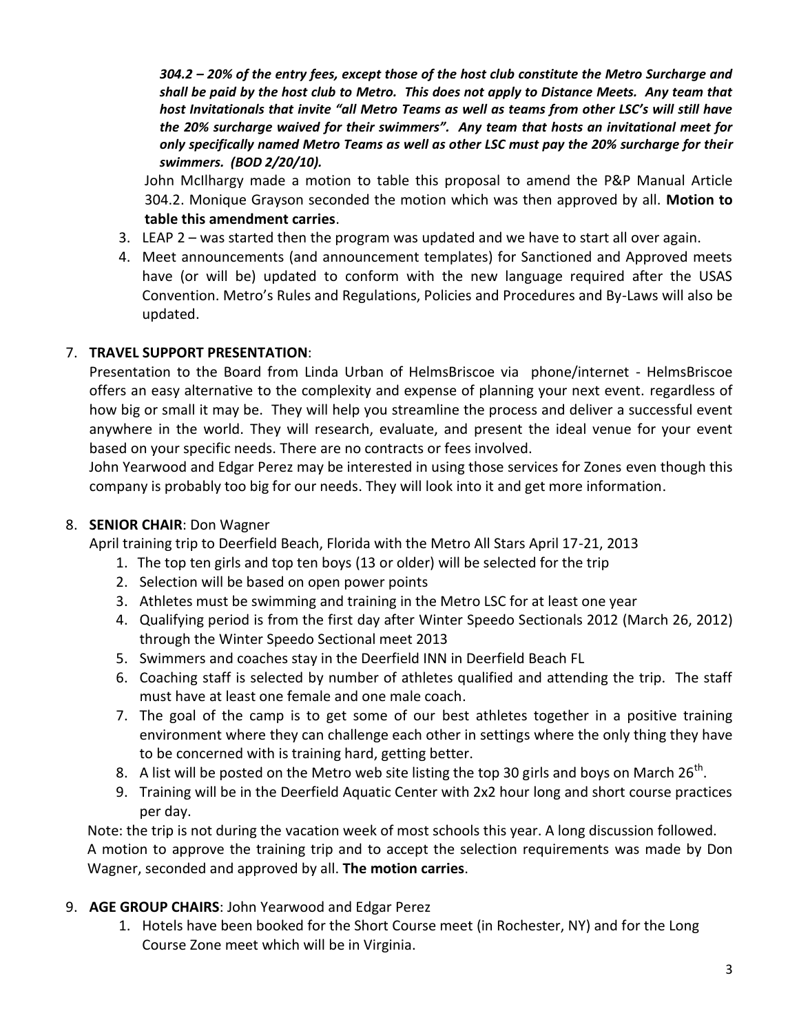*304.2 – 20% of the entry fees, except those of the host club constitute the Metro Surcharge and shall be paid by the host club to Metro. This does not apply to Distance Meets. Any team that host Invitationals that invite "all Metro Teams as well as teams from other LSC's will still have the 20% surcharge waived for their swimmers". Any team that hosts an invitational meet for only specifically named Metro Teams as well as other LSC must pay the 20% surcharge for their swimmers. (BOD 2/20/10).*

John McIlhargy made a motion to table this proposal to amend the P&P Manual Article 304.2. Monique Grayson seconded the motion which was then approved by all. **Motion to table this amendment carries**.

3. LEAP 2 – was started then the program was updated and we have to start all over again.
4. Meet announcements (and announcement templates) for Sanctioned and Approved meets have (or will be) updated to conform with the new language required after the USAS Convention. Metro's Rules and Regulations, Policies and Procedures and By-Laws will also be updated.

7. **TRAVEL SUPPORT PRESENTATION**:

Presentation to the Board from Linda Urban of HelmsBriscoe via phone/internet - HelmsBriscoe offers an easy alternative to the complexity and expense of planning your next event. regardless of how big or small it may be. They will help you streamline the process and deliver a successful event anywhere in the world. They will research, evaluate, and present the ideal venue for your event based on your specific needs. There are no contracts or fees involved.

John Yearwood and Edgar Perez may be interested in using those services for Zones even though this company is probably too big for our needs. They will look into it and get more information.

8. **SENIOR CHAIR**: Don Wagner

April training trip to Deerfield Beach, Florida with the Metro All Stars April 17-21, 2013

1. The top ten girls and top ten boys (13 or older) will be selected for the trip
2. Selection will be based on open power points
3. Athletes must be swimming and training in the Metro LSC for at least one year
4. Qualifying period is from the first day after Winter Speedo Sectionals 2012 (March 26, 2012) through the Winter Speedo Sectional meet 2013
5. Swimmers and coaches stay in the Deerfield INN in Deerfield Beach FL
6. Coaching staff is selected by number of athletes qualified and attending the trip. The staff must have at least one female and one male coach.
7. The goal of the camp is to get some of our best athletes together in a positive training environment where they can challenge each other in settings where the only thing they have to be concerned with is training hard, getting better.
8. A list will be posted on the Metro web site listing the top 30 girls and boys on March 26th.
9. Training will be in the Deerfield Aquatic Center with 2x2 hour long and short course practices per day.

Note: the trip is not during the vacation week of most schools this year. A long discussion followed. A motion to approve the training trip and to accept the selection requirements was made by Don Wagner, seconded and approved by all. **The motion carries**.

9. **AGE GROUP CHAIRS**: John Yearwood and Edgar Perez

1. Hotels have been booked for the Short Course meet (in Rochester, NY) and for the Long Course Zone meet which will be in Virginia.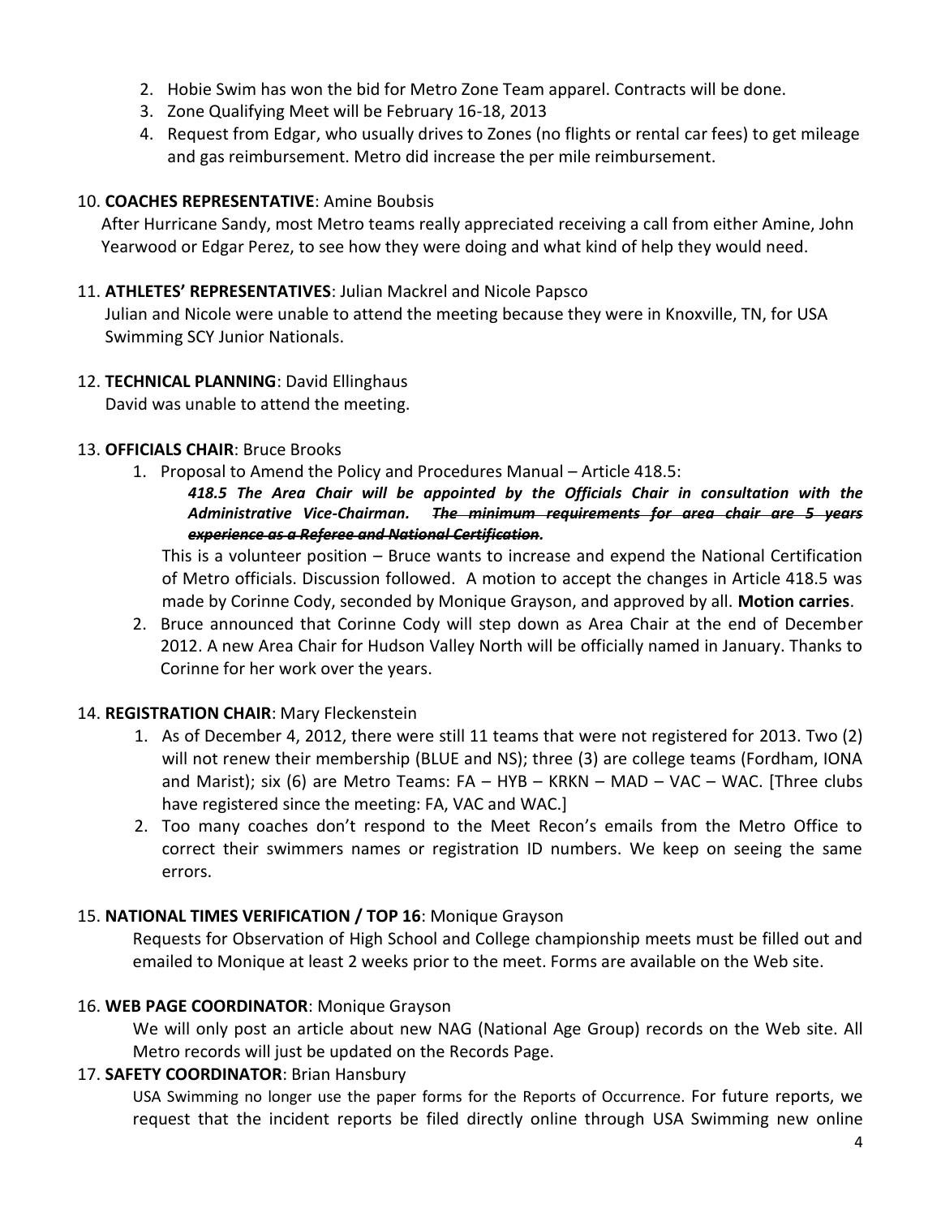2. Hobie Swim has won the bid for Metro Zone Team apparel. Contracts will be done.
3. Zone Qualifying Meet will be February 16-18, 2013
4. Request from Edgar, who usually drives to Zones (no flights or rental car fees) to get mileage and gas reimbursement. Metro did increase the per mile reimbursement.

10. **COACHES REPRESENTATIVE**: Amine Boubsis

After Hurricane Sandy, most Metro teams really appreciated receiving a call from either Amine, John Yearwood or Edgar Perez, to see how they were doing and what kind of help they would need.

11. **ATHLETES' REPRESENTATIVES**: Julian Mackrel and Nicole Papsco

Julian and Nicole were unable to attend the meeting because they were in Knoxville, TN, for USA Swimming SCY Junior Nationals.

12. **TECHNICAL PLANNING**: David Ellinghaus

David was unable to attend the meeting.

13. **OFFICIALS CHAIR**: Bruce Brooks

1. Proposal to Amend the Policy and Procedures Manual – Article 418.5:

   ***418.5 The Area Chair will be appointed by the Officials Chair in consultation with the Administrative Vice-Chairman.*** ***~~The minimum requirements for area chair are 5 years experience as a Referee and National Certification~~.***

   This is a volunteer position – Bruce wants to increase and expend the National Certification of Metro officials. Discussion followed. A motion to accept the changes in Article 418.5 was made by Corinne Cody, seconded by Monique Grayson, and approved by all. **Motion carries**.

2. Bruce announced that Corinne Cody will step down as Area Chair at the end of December 2012. A new Area Chair for Hudson Valley North will be officially named in January. Thanks to Corinne for her work over the years.

14. **REGISTRATION CHAIR**: Mary Fleckenstein

1. As of December 4, 2012, there were still 11 teams that were not registered for 2013. Two (2) will not renew their membership (BLUE and NS); three (3) are college teams (Fordham, IONA and Marist); six (6) are Metro Teams: FA – HYB – KRKN – MAD – VAC – WAC. [Three clubs have registered since the meeting: FA, VAC and WAC.]
2. Too many coaches don't respond to the Meet Recon's emails from the Metro Office to correct their swimmers names or registration ID numbers. We keep on seeing the same errors.

15. **NATIONAL TIMES VERIFICATION / TOP 16**: Monique Grayson

Requests for Observation of High School and College championship meets must be filled out and emailed to Monique at least 2 weeks prior to the meet. Forms are available on the Web site.

16. **WEB PAGE COORDINATOR**: Monique Grayson

We will only post an article about new NAG (National Age Group) records on the Web site. All Metro records will just be updated on the Records Page.

17. **SAFETY COORDINATOR**: Brian Hansbury

USA Swimming no longer use the paper forms for the Reports of Occurrence. For future reports, we request that the incident reports be filed directly online through USA Swimming new online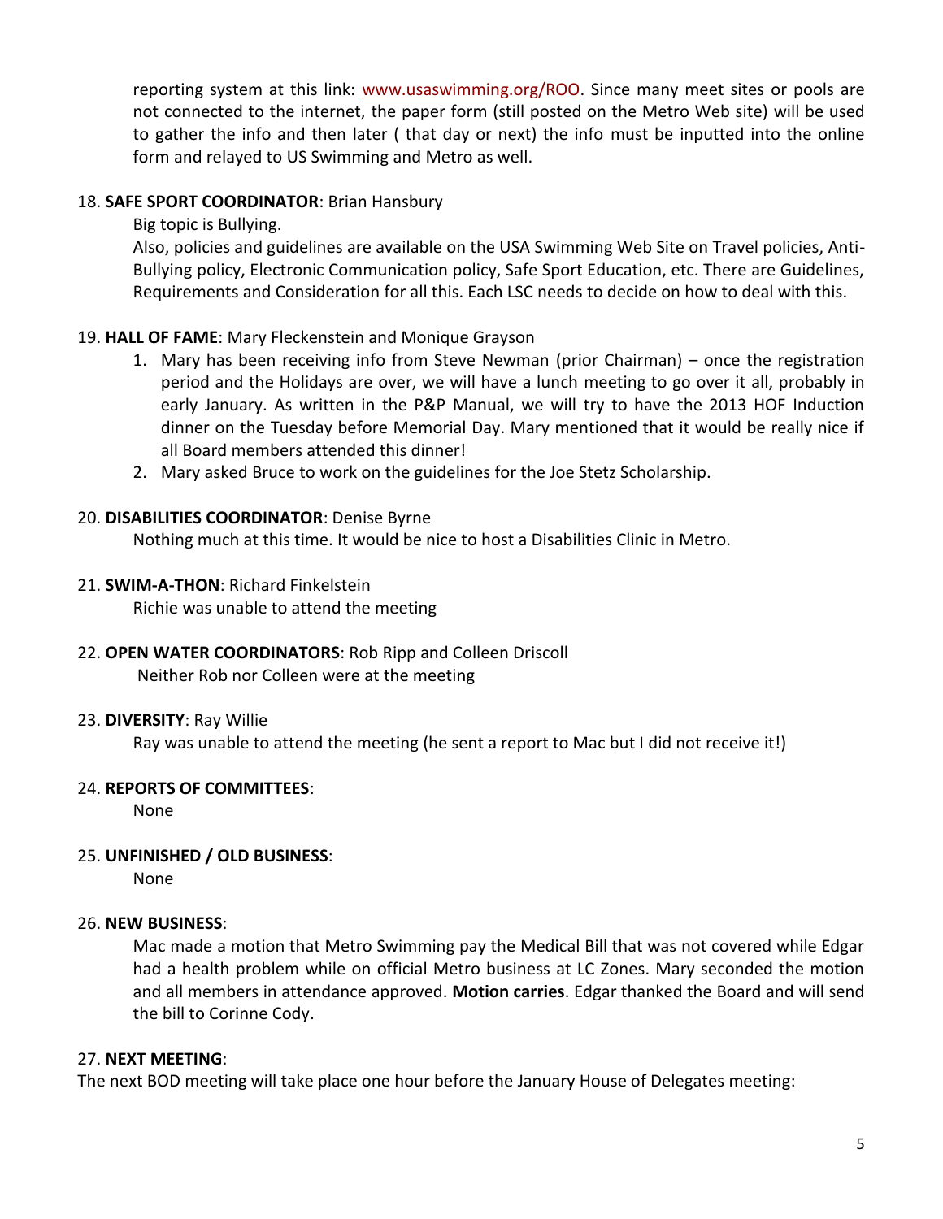reporting system at this link: www.usaswimming.org/ROO. Since many meet sites or pools are not connected to the internet, the paper form (still posted on the Metro Web site) will be used to gather the info and then later ( that day or next) the info must be inputted into the online form and relayed to US Swimming and Metro as well.

18. **SAFE SPORT COORDINATOR**: Brian Hansbury

    Big topic is Bullying.

    Also, policies and guidelines are available on the USA Swimming Web Site on Travel policies, Anti-Bullying policy, Electronic Communication policy, Safe Sport Education, etc. There are Guidelines, Requirements and Consideration for all this. Each LSC needs to decide on how to deal with this.

19. **HALL OF FAME**: Mary Fleckenstein and Monique Grayson

    1. Mary has been receiving info from Steve Newman (prior Chairman) – once the registration period and the Holidays are over, we will have a lunch meeting to go over it all, probably in early January. As written in the P&P Manual, we will try to have the 2013 HOF Induction dinner on the Tuesday before Memorial Day. Mary mentioned that it would be really nice if all Board members attended this dinner!
    2. Mary asked Bruce to work on the guidelines for the Joe Stetz Scholarship.

20. **DISABILITIES COORDINATOR**: Denise Byrne

    Nothing much at this time. It would be nice to host a Disabilities Clinic in Metro.

21. **SWIM-A-THON**: Richard Finkelstein

    Richie was unable to attend the meeting

22. **OPEN WATER COORDINATORS**: Rob Ripp and Colleen Driscoll

    Neither Rob nor Colleen were at the meeting

23. **DIVERSITY**: Ray Willie

    Ray was unable to attend the meeting (he sent a report to Mac but I did not receive it!)

24. **REPORTS OF COMMITTEES**:

    None

25. **UNFINISHED / OLD BUSINESS**:

    None

26. **NEW BUSINESS**:

    Mac made a motion that Metro Swimming pay the Medical Bill that was not covered while Edgar had a health problem while on official Metro business at LC Zones. Mary seconded the motion and all members in attendance approved. **Motion carries**. Edgar thanked the Board and will send the bill to Corinne Cody.

27. **NEXT MEETING**:

The next BOD meeting will take place one hour before the January House of Delegates meeting: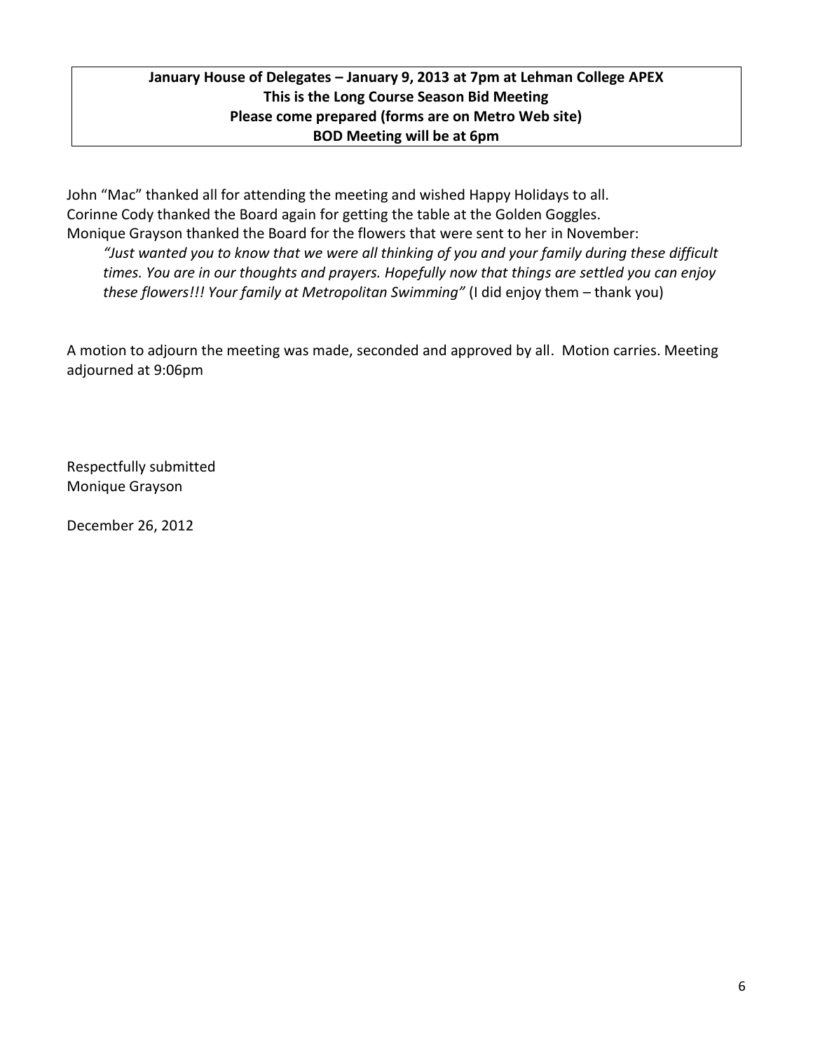**January House of Delegates – January 9, 2013 at 7pm at Lehman College APEX**
**This is the Long Course Season Bid Meeting**
**Please come prepared (forms are on Metro Web site)**
**BOD Meeting will be at 6pm**

John "Mac" thanked all for attending the meeting and wished Happy Holidays to all.
Corinne Cody thanked the Board again for getting the table at the Golden Goggles.
Monique Grayson thanked the Board for the flowers that were sent to her in November:

> *"Just wanted you to know that we were all thinking of you and your family during these difficult times. You are in our thoughts and prayers. Hopefully now that things are settled you can enjoy these flowers!!! Your family at Metropolitan Swimming"* (I did enjoy them – thank you)

A motion to adjourn the meeting was made, seconded and approved by all. Motion carries. Meeting adjourned at 9:06pm

Respectfully submitted
Monique Grayson

December 26, 2012